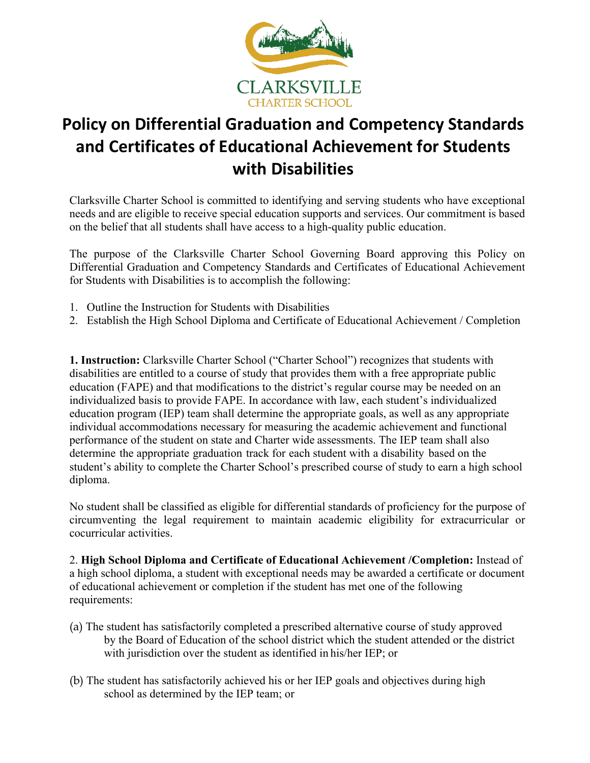# Policy on Differential Graduation and Competency Standards and Certificates of Educational Achievement for Students with Disabilities

Clarksville Charter School is committed to identifying and serving students who have exceptional needs and are eligible to receive special education supports and services. Our commitment is based on the belief that all students shall have access to a high-quality public education.

The purpose of the Clarksville Charter School Governing Board approving this Policy on Differential Graduation and Competency Standards and Certificates of Educational Achievement for Students with Disabilities is to accomplish the following:

1. Outline the Instruction for Students with Disabilities
2. Establish the High School Diploma and Certificate of Educational Achievement / Completion

**1. Instruction:** Clarksville Charter School ("Charter School") recognizes that students with disabilities are entitled to a course of study that provides them with a free appropriate public education (FAPE) and that modifications to the district's regular course may be needed on an individualized basis to provide FAPE. In accordance with law, each student's individualized education program (IEP) team shall determine the appropriate goals, as well as any appropriate individual accommodations necessary for measuring the academic achievement and functional performance of the student on state and Charter wide assessments. The IEP team shall also determine the appropriate graduation track for each student with a disability based on the student's ability to complete the Charter School's prescribed course of study to earn a high school diploma.

No student shall be classified as eligible for differential standards of proficiency for the purpose of circumventing the legal requirement to maintain academic eligibility for extracurricular or cocurricular activities.

2. **High School Diploma and Certificate of Educational Achievement /Completion:** Instead of a high school diploma, a student with exceptional needs may be awarded a certificate or document of educational achievement or completion if the student has met one of the following requirements:

(a) The student has satisfactorily completed a prescribed alternative course of study approved by the Board of Education of the school district which the student attended or the district with jurisdiction over the student as identified in his/her IEP; or

(b) The student has satisfactorily achieved his or her IEP goals and objectives during high school as determined by the IEP team; or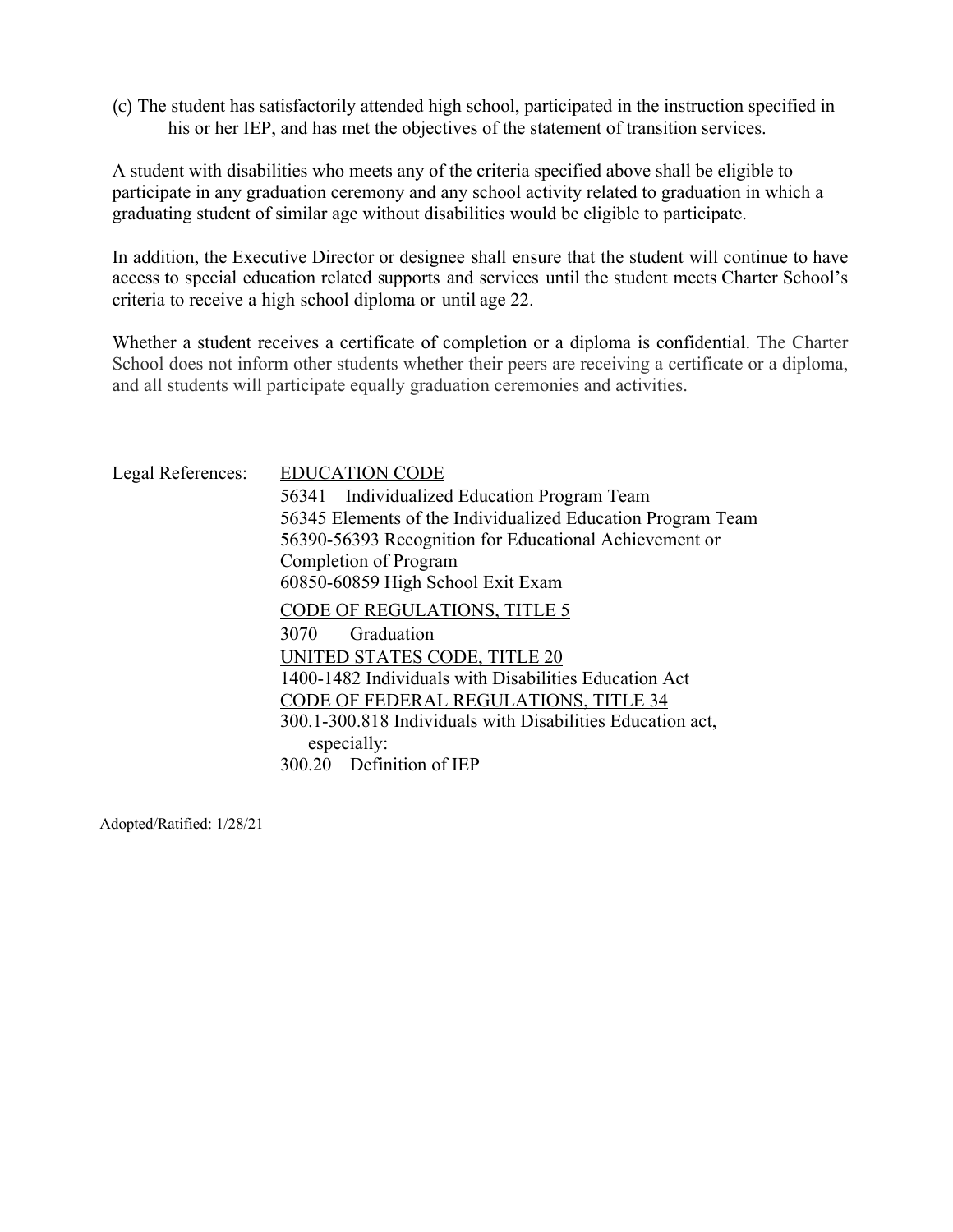(c) The student has satisfactorily attended high school, participated in the instruction specified in his or her IEP, and has met the objectives of the statement of transition services.

A student with disabilities who meets any of the criteria specified above shall be eligible to participate in any graduation ceremony and any school activity related to graduation in which a graduating student of similar age without disabilities would be eligible to participate.

In addition, the Executive Director or designee shall ensure that the student will continue to have access to special education related supports and services until the student meets Charter School's criteria to receive a high school diploma or until age 22.

Whether a student receives a certificate of completion or a diploma is confidential. The Charter School does not inform other students whether their peers are receiving a certificate or a diploma, and all students will participate equally graduation ceremonies and activities.

Legal References:

EDUCATION CODE

56341 Individualized Education Program Team

56345 Elements of the Individualized Education Program Team

56390-56393 Recognition for Educational Achievement or Completion of Program

60850-60859 High School Exit Exam

CODE OF REGULATIONS, TITLE 5

3070 Graduation

UNITED STATES CODE, TITLE 20

1400-1482 Individuals with Disabilities Education Act

CODE OF FEDERAL REGULATIONS, TITLE 34

300.1-300.818 Individuals with Disabilities Education act, especially:

300.20 Definition of IEP

Adopted/Ratified: 1/28/21